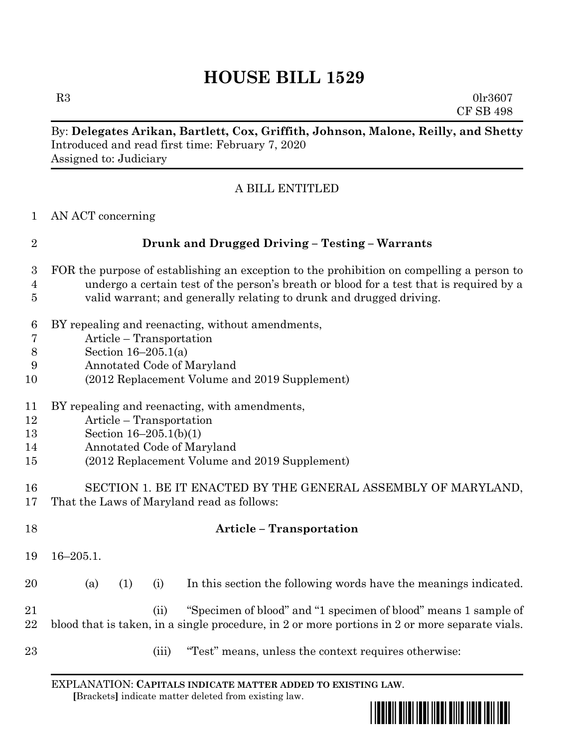# HOUSE BILL 1529

R3 0lr3607
CF SB 498

By: **Delegates Arikan, Bartlett, Cox, Griffith, Johnson, Malone, Reilly, and Shetty**
Introduced and read first time: February 7, 2020
Assigned to: Judiciary

A BILL ENTITLED

1 AN ACT concerning

2 **Drunk and Drugged Driving – Testing – Warrants**

3 FOR the purpose of establishing an exception to the prohibition on compelling a person to
4 undergo a certain test of the person's breath or blood for a test that is required by a
5 valid warrant; and generally relating to drunk and drugged driving.

6 BY repealing and reenacting, without amendments,
7 Article – Transportation
8 Section 16–205.1(a)
9 Annotated Code of Maryland
10 (2012 Replacement Volume and 2019 Supplement)

11 BY repealing and reenacting, with amendments,
12 Article – Transportation
13 Section 16–205.1(b)(1)
14 Annotated Code of Maryland
15 (2012 Replacement Volume and 2019 Supplement)

16 SECTION 1. BE IT ENACTED BY THE GENERAL ASSEMBLY OF MARYLAND,
17 That the Laws of Maryland read as follows:

18 **Article – Transportation**

19 16–205.1.

20 (a) (1) (i) In this section the following words have the meanings indicated.

21 (ii) "Specimen of blood" and "1 specimen of blood" means 1 sample of
22 blood that is taken, in a single procedure, in 2 or more portions in 2 or more separate vials.

23 (iii) "Test" means, unless the context requires otherwise:

EXPLANATION: **CAPITALS INDICATE MATTER ADDED TO EXISTING LAW**.
**[**Brackets**]** indicate matter deleted from existing law.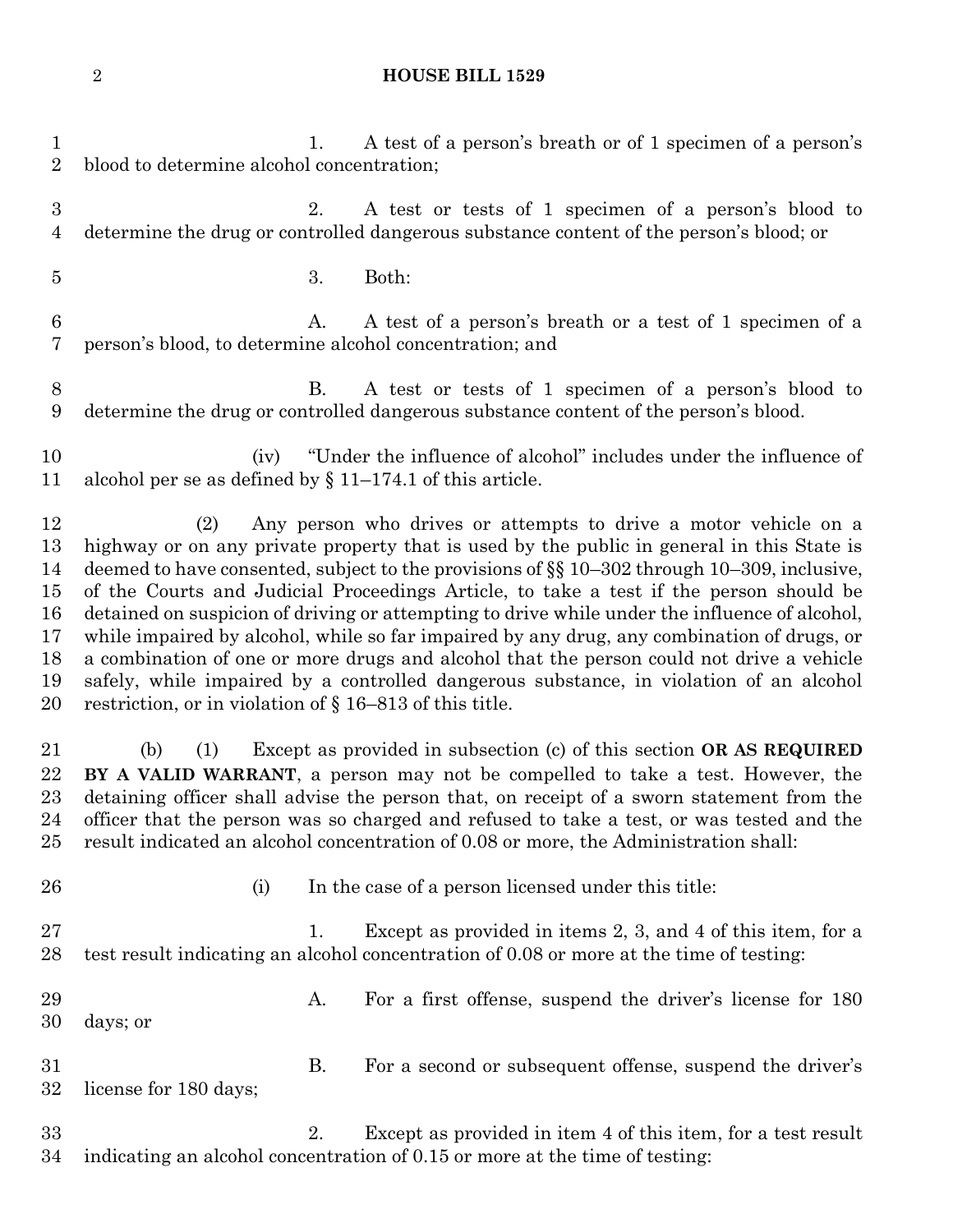1. A test of a person's breath or of 1 specimen of a person's blood to determine alcohol concentration;

2. A test or tests of 1 specimen of a person's blood to determine the drug or controlled dangerous substance content of the person's blood; or

3. Both:

A. A test of a person's breath or a test of 1 specimen of a person's blood, to determine alcohol concentration; and

B. A test or tests of 1 specimen of a person's blood to determine the drug or controlled dangerous substance content of the person's blood.

(iv) "Under the influence of alcohol" includes under the influence of alcohol per se as defined by § 11–174.1 of this article.

(2) Any person who drives or attempts to drive a motor vehicle on a highway or on any private property that is used by the public in general in this State is deemed to have consented, subject to the provisions of §§ 10–302 through 10–309, inclusive, of the Courts and Judicial Proceedings Article, to take a test if the person should be detained on suspicion of driving or attempting to drive while under the influence of alcohol, while impaired by alcohol, while so far impaired by any drug, any combination of drugs, or a combination of one or more drugs and alcohol that the person could not drive a vehicle safely, while impaired by a controlled dangerous substance, in violation of an alcohol restriction, or in violation of § 16–813 of this title.

(b) (1) Except as provided in subsection (c) of this section **OR AS REQUIRED BY A VALID WARRANT**, a person may not be compelled to take a test. However, the detaining officer shall advise the person that, on receipt of a sworn statement from the officer that the person was so charged and refused to take a test, or was tested and the result indicated an alcohol concentration of 0.08 or more, the Administration shall:

(i) In the case of a person licensed under this title:

1. Except as provided in items 2, 3, and 4 of this item, for a test result indicating an alcohol concentration of 0.08 or more at the time of testing:

A. For a first offense, suspend the driver's license for 180 days; or

B. For a second or subsequent offense, suspend the driver's license for 180 days;

2. Except as provided in item 4 of this item, for a test result indicating an alcohol concentration of 0.15 or more at the time of testing: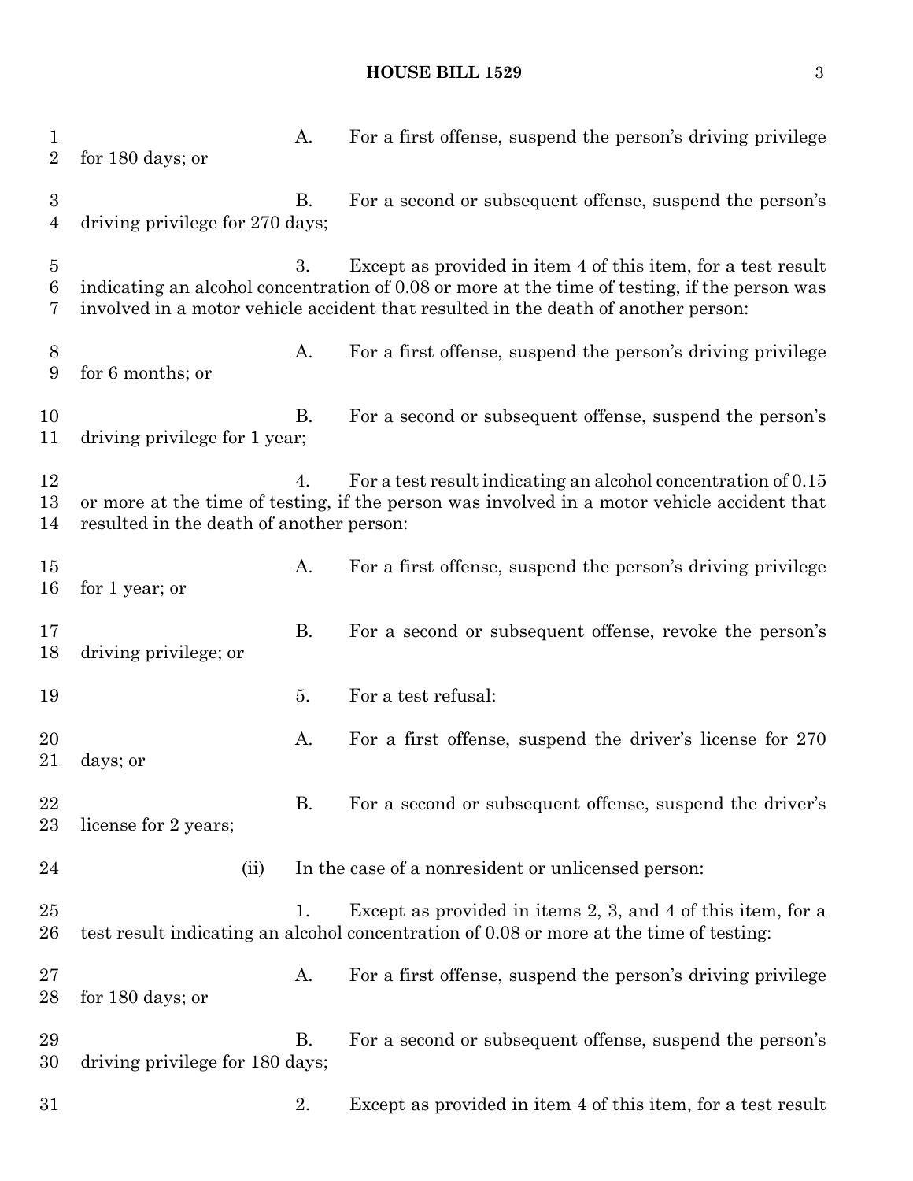A. For a first offense, suspend the person's driving privilege for 180 days; or

B. For a second or subsequent offense, suspend the person's driving privilege for 270 days;

3. Except as provided in item 4 of this item, for a test result indicating an alcohol concentration of 0.08 or more at the time of testing, if the person was involved in a motor vehicle accident that resulted in the death of another person:

A. For a first offense, suspend the person's driving privilege for 6 months; or

B. For a second or subsequent offense, suspend the person's driving privilege for 1 year;

4. For a test result indicating an alcohol concentration of 0.15 or more at the time of testing, if the person was involved in a motor vehicle accident that resulted in the death of another person:

A. For a first offense, suspend the person's driving privilege for 1 year; or

B. For a second or subsequent offense, revoke the person's driving privilege; or

5. For a test refusal:

A. For a first offense, suspend the driver's license for 270 days; or

B. For a second or subsequent offense, suspend the driver's license for 2 years;

(ii) In the case of a nonresident or unlicensed person:

1. Except as provided in items 2, 3, and 4 of this item, for a test result indicating an alcohol concentration of 0.08 or more at the time of testing:

A. For a first offense, suspend the person's driving privilege for 180 days; or

B. For a second or subsequent offense, suspend the person's driving privilege for 180 days;

2. Except as provided in item 4 of this item, for a test result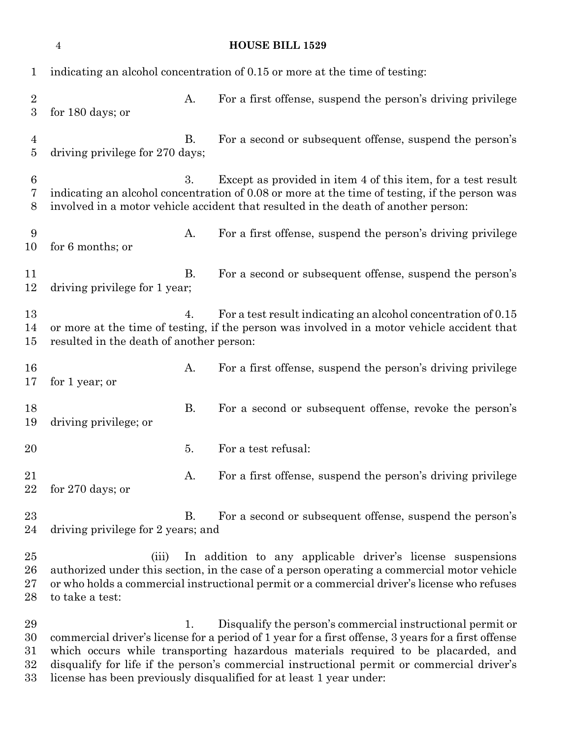indicating an alcohol concentration of 0.15 or more at the time of testing:

A. For a first offense, suspend the person's driving privilege for 180 days; or

B. For a second or subsequent offense, suspend the person's driving privilege for 270 days;

3. Except as provided in item 4 of this item, for a test result indicating an alcohol concentration of 0.08 or more at the time of testing, if the person was involved in a motor vehicle accident that resulted in the death of another person:

A. For a first offense, suspend the person's driving privilege for 6 months; or

B. For a second or subsequent offense, suspend the person's driving privilege for 1 year;

4. For a test result indicating an alcohol concentration of 0.15 or more at the time of testing, if the person was involved in a motor vehicle accident that resulted in the death of another person:

A. For a first offense, suspend the person's driving privilege for 1 year; or

B. For a second or subsequent offense, revoke the person's driving privilege; or

5. For a test refusal:

A. For a first offense, suspend the person's driving privilege for 270 days; or

B. For a second or subsequent offense, suspend the person's driving privilege for 2 years; and

(iii) In addition to any applicable driver's license suspensions authorized under this section, in the case of a person operating a commercial motor vehicle or who holds a commercial instructional permit or a commercial driver's license who refuses to take a test:

1. Disqualify the person's commercial instructional permit or commercial driver's license for a period of 1 year for a first offense, 3 years for a first offense which occurs while transporting hazardous materials required to be placarded, and disqualify for life if the person's commercial instructional permit or commercial driver's license has been previously disqualified for at least 1 year under: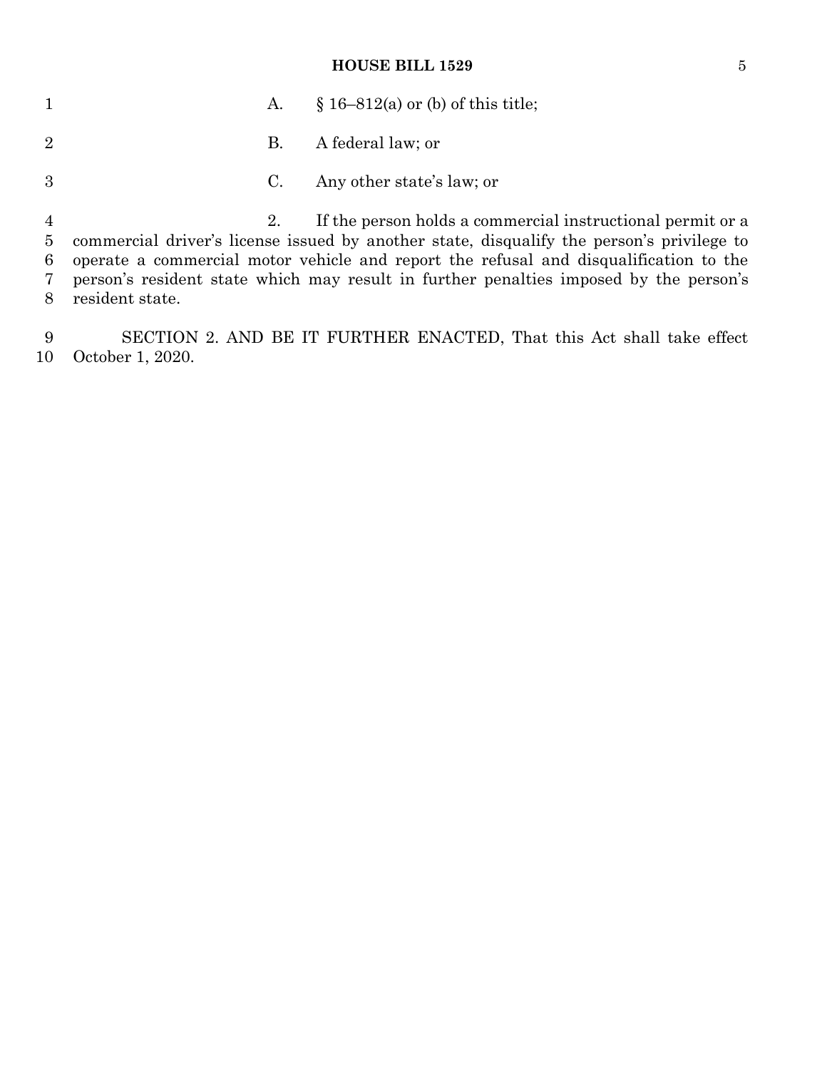A. § 16–812(a) or (b) of this title;

B. A federal law; or

C. Any other state's law; or

2. If the person holds a commercial instructional permit or a commercial driver's license issued by another state, disqualify the person's privilege to operate a commercial motor vehicle and report the refusal and disqualification to the person's resident state which may result in further penalties imposed by the person's resident state.

SECTION 2. AND BE IT FURTHER ENACTED, That this Act shall take effect October 1, 2020.